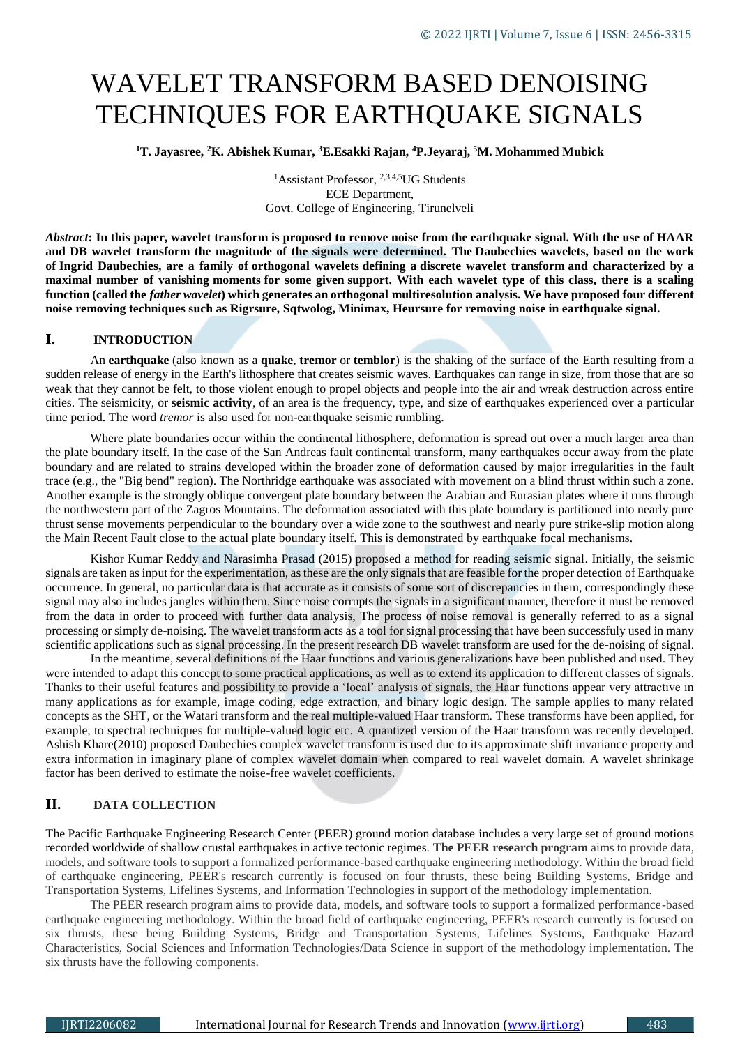# WAVELET TRANSFORM BASED DENOISING TECHNIQUES FOR EARTHQUAKE SIGNALS

**[1]T. Jayasree, [2]K. Abishek Kumar, [3]E.Esakki Rajan, [4]P.Jeyaraj, [5]M. Mohammed Mubick**

[1]Assistant Professor, [2,3,4,5]UG Students
ECE Department,
Govt. College of Engineering, Tirunelveli

***Abstract*: In this paper, wavelet transform is proposed to remove noise from the earthquake signal. With the use of HAAR and DB wavelet transform the magnitude of the signals were determined. The Daubechies wavelets, based on the work of Ingrid Daubechies, are a family of orthogonal wavelets defining a discrete wavelet transform and characterized by a maximal number of vanishing moments for some given support. With each wavelet type of this class, there is a scaling function (called the *father wavelet*) which generates an orthogonal multiresolution analysis. We have proposed four different noise removing techniques such as Rigrsure, Sqtwolog, Minimax, Heursure for removing noise in earthquake signal.**

## I. INTRODUCTION

An **earthquake** (also known as a **quake**, **tremor** or **temblor**) is the shaking of the surface of the Earth resulting from a sudden release of energy in the Earth's lithosphere that creates seismic waves. Earthquakes can range in size, from those that are so weak that they cannot be felt, to those violent enough to propel objects and people into the air and wreak destruction across entire cities. The seismicity, or **seismic activity**, of an area is the frequency, type, and size of earthquakes experienced over a particular time period. The word *tremor* is also used for non-earthquake seismic rumbling.

Where plate boundaries occur within the continental lithosphere, deformation is spread out over a much larger area than the plate boundary itself. In the case of the San Andreas fault continental transform, many earthquakes occur away from the plate boundary and are related to strains developed within the broader zone of deformation caused by major irregularities in the fault trace (e.g., the "Big bend" region). The Northridge earthquake was associated with movement on a blind thrust within such a zone. Another example is the strongly oblique convergent plate boundary between the Arabian and Eurasian plates where it runs through the northwestern part of the Zagros Mountains. The deformation associated with this plate boundary is partitioned into nearly pure thrust sense movements perpendicular to the boundary over a wide zone to the southwest and nearly pure strike-slip motion along the Main Recent Fault close to the actual plate boundary itself. This is demonstrated by earthquake focal mechanisms.

Kishor Kumar Reddy and Narasimha Prasad (2015) proposed a method for reading seismic signal. Initially, the seismic signals are taken as input for the experimentation, as these are the only signals that are feasible for the proper detection of Earthquake occurrence. In general, no particular data is that accurate as it consists of some sort of discrepancies in them, correspondingly these signal may also includes jangles within them. Since noise corrupts the signals in a significant manner, therefore it must be removed from the data in order to proceed with further data analysis, The process of noise removal is generally referred to as a signal processing or simply de-noising. The wavelet transform acts as a tool for signal processing that have been successfuly used in many scientific applications such as signal processing. In the present research DB wavelet transform are used for the de-noising of signal.

In the meantime, several definitions of the Haar functions and various generalizations have been published and used. They were intended to adapt this concept to some practical applications, as well as to extend its application to different classes of signals. Thanks to their useful features and possibility to provide a 'local' analysis of signals, the Haar functions appear very attractive in many applications as for example, image coding, edge extraction, and binary logic design. The sample applies to many related concepts as the SHT, or the Watari transform and the real multiple-valued Haar transform. These transforms have been applied, for example, to spectral techniques for multiple-valued logic etc. A quantized version of the Haar transform was recently developed. Ashish Khare(2010) proposed Daubechies complex wavelet transform is used due to its approximate shift invariance property and extra information in imaginary plane of complex wavelet domain when compared to real wavelet domain. A wavelet shrinkage factor has been derived to estimate the noise-free wavelet coefficients.

## II. DATA COLLECTION

The Pacific Earthquake Engineering Research Center (PEER) ground motion database includes a very large set of ground motions recorded worldwide of shallow crustal earthquakes in active tectonic regimes. **The PEER research program** aims to provide data, models, and software tools to support a formalized performance-based earthquake engineering methodology. Within the broad field of earthquake engineering, PEER's research currently is focused on four thrusts, these being Building Systems, Bridge and Transportation Systems, Lifelines Systems, and Information Technologies in support of the methodology implementation.

The PEER research program aims to provide data, models, and software tools to support a formalized performance-based earthquake engineering methodology. Within the broad field of earthquake engineering, PEER's research currently is focused on six thrusts, these being Building Systems, Bridge and Transportation Systems, Lifelines Systems, Earthquake Hazard Characteristics, Social Sciences and Information Technologies/Data Science in support of the methodology implementation. The six thrusts have the following components.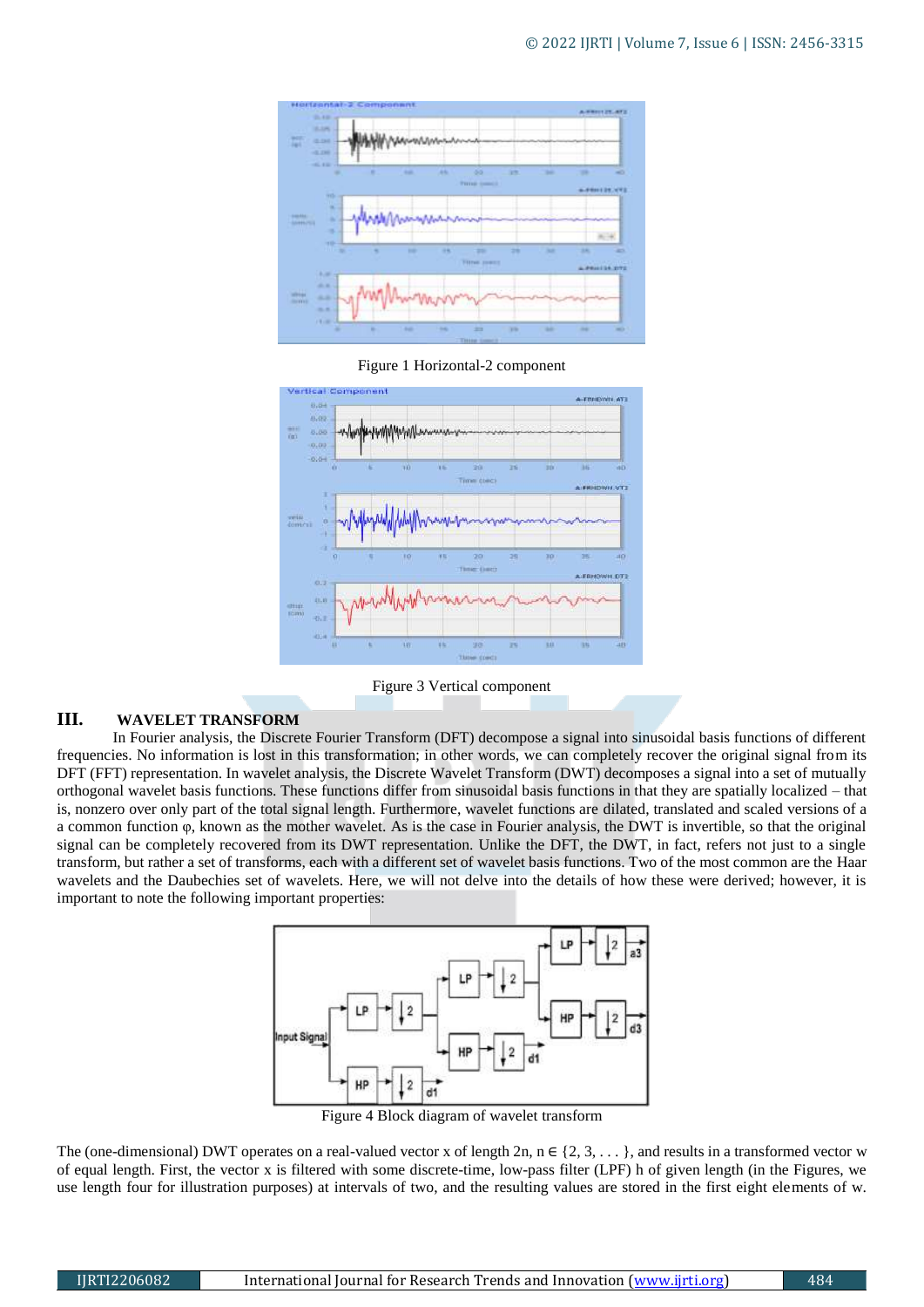Figure 1 Horizontal-2 component

Figure 3 Vertical component

## III. WAVELET TRANSFORM

In Fourier analysis, the Discrete Fourier Transform (DFT) decompose a signal into sinusoidal basis functions of different frequencies. No information is lost in this transformation; in other words, we can completely recover the original signal from its DFT (FFT) representation. In wavelet analysis, the Discrete Wavelet Transform (DWT) decomposes a signal into a set of mutually orthogonal wavelet basis functions. These functions differ from sinusoidal basis functions in that they are spatially localized – that is, nonzero over only part of the total signal length. Furthermore, wavelet functions are dilated, translated and scaled versions of a common function φ, known as the mother wavelet. As is the case in Fourier analysis, the DWT is invertible, so that the original signal can be completely recovered from its DWT representation. Unlike the DFT, the DWT, in fact, refers not just to a single transform, but rather a set of transforms, each with a different set of wavelet basis functions. Two of the most common are the Haar wavelets and the Daubechies set of wavelets. Here, we will not delve into the details of how these were derived; however, it is important to note the following important properties:

Figure 4 Block diagram of wavelet transform

The (one-dimensional) DWT operates on a real-valued vector x of length 2n, n ∈ {2, 3, . . . }, and results in a transformed vector w of equal length. First, the vector x is filtered with some discrete-time, low-pass filter (LPF) h of given length (in the Figures, we use length four for illustration purposes) at intervals of two, and the resulting values are stored in the first eight elements of w.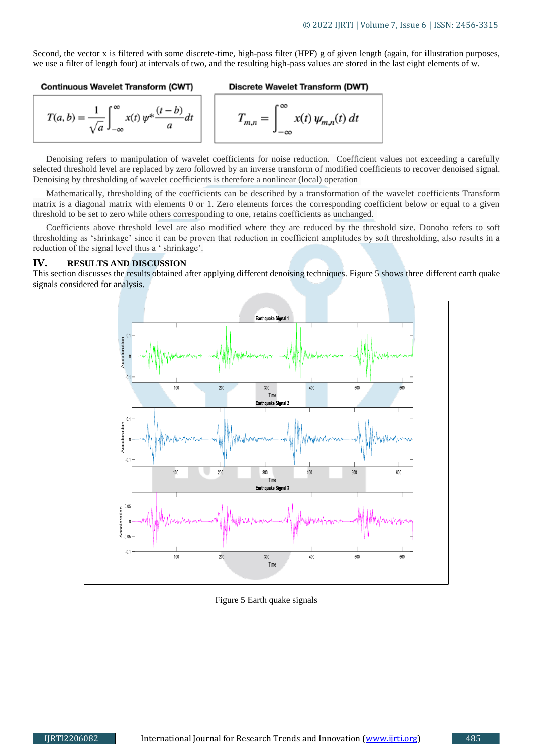Second, the vector x is filtered with some discrete-time, high-pass filter (HPF) g of given length (again, for illustration purposes, we use a filter of length four) at intervals of two, and the resulting high-pass values are stored in the last eight elements of w.

**Continuous Wavelet Transform (CWT)**

$$T(a,b) = \frac{1}{\sqrt{a}} \int_{-\infty}^{\infty} x(t)\, \psi^* \frac{(t-b)}{a} dt$$

**Discrete Wavelet Transform (DWT)**

$$T_{m,n} = \int_{-\infty}^{\infty} x(t)\, \psi_{m,n}(t)\, dt$$

Denoising refers to manipulation of wavelet coefficients for noise reduction. Coefficient values not exceeding a carefully selected threshold level are replaced by zero followed by an inverse transform of modified coefficients to recover denoised signal. Denoising by thresholding of wavelet coefficients is therefore a nonlinear (local) operation

Mathematically, thresholding of the coefficients can be described by a transformation of the wavelet coefficients Transform matrix is a diagonal matrix with elements 0 or 1. Zero elements forces the corresponding coefficient below or equal to a given threshold to be set to zero while others corresponding to one, retains coefficients as unchanged.

Coefficients above threshold level are also modified where they are reduced by the threshold size. Donoho refers to soft thresholding as 'shrinkage' since it can be proven that reduction in coefficient amplitudes by soft thresholding, also results in a reduction of the signal level thus a ' shrinkage'.

## IV. RESULTS AND DISCUSSION

This section discusses the results obtained after applying different denoising techniques. Figure 5 shows three different earth quake signals considered for analysis.

Figure 5 Earth quake signals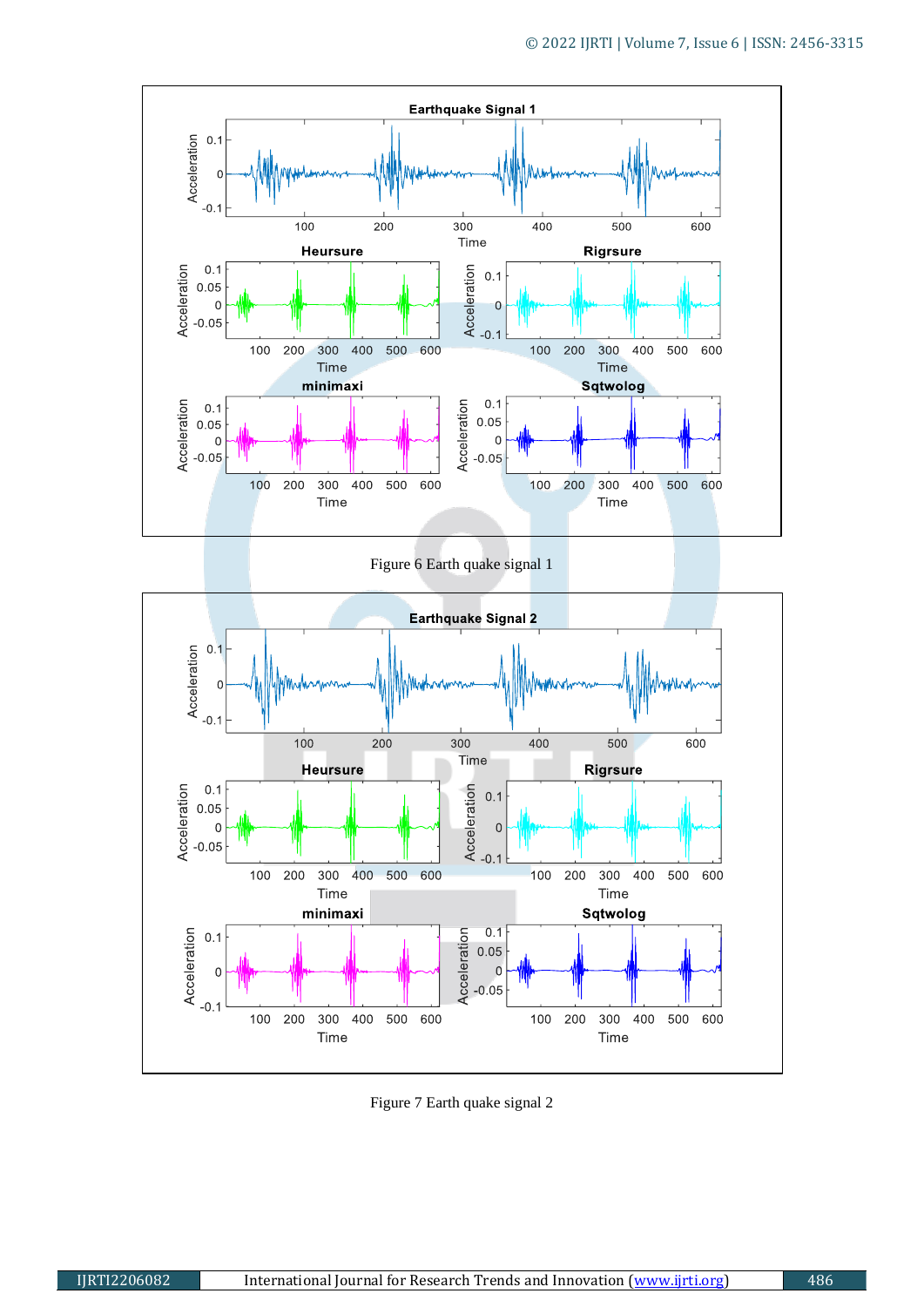Figure 6 Earth quake signal 1

Figure 7 Earth quake signal 2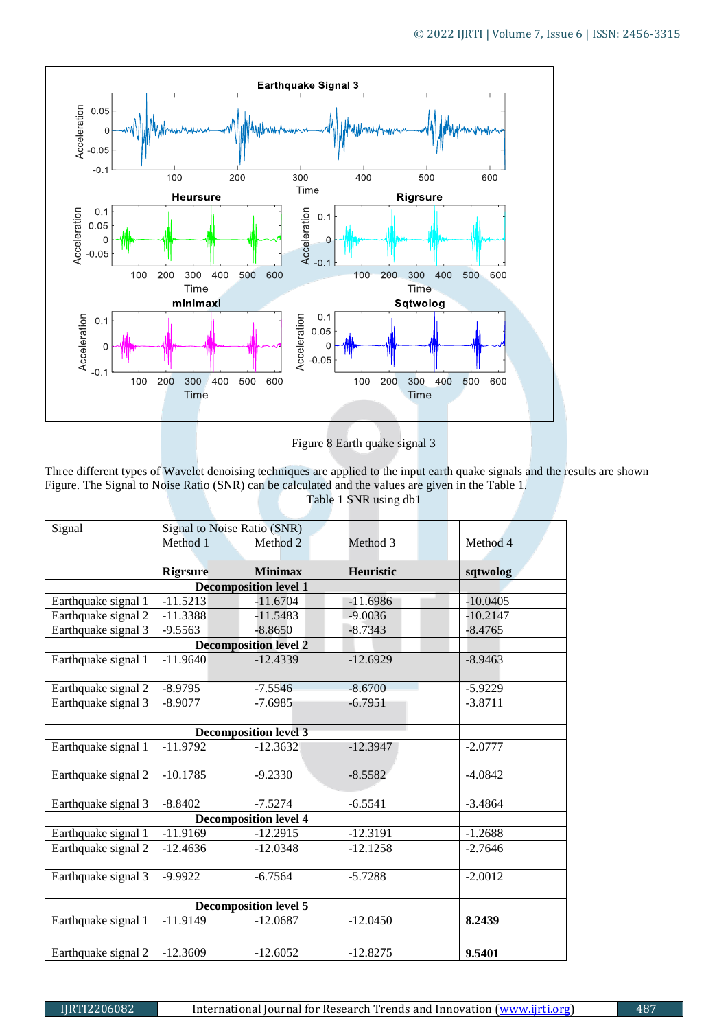Figure 8 Earth quake signal 3

Three different types of Wavelet denoising techniques are applied to the input earth quake signals and the results are shown Figure. The Signal to Noise Ratio (SNR) can be calculated and the values are given in the Table 1.

Table 1 SNR using db1

| Signal | Signal to Noise Ratio (SNR) | | | |
|---|---|---|---|---|
| | Method 1 | Method 2 | Method 3 | Method 4 |
| | **Rigrsure** | **Minimax** | **Heuristic** | **sqtwolog** |
| **Decomposition level 1** | | | | |
| Earthquake signal 1 | -11.5213 | -11.6704 | -11.6986 | -10.0405 |
| Earthquake signal 2 | -11.3388 | -11.5483 | -9.0036 | -10.2147 |
| Earthquake signal 3 | -9.5563 | -8.8650 | -8.7343 | -8.4765 |
| **Decomposition level 2** | | | | |
| Earthquake signal 1 | -11.9640 | -12.4339 | -12.6929 | -8.9463 |
| Earthquake signal 2 | -8.9795 | -7.5546 | -8.6700 | -5.9229 |
| Earthquake signal 3 | -8.9077 | -7.6985 | -6.7951 | -3.8711 |
| **Decomposition level 3** | | | | |
| Earthquake signal 1 | -11.9792 | -12.3632 | -12.3947 | -2.0777 |
| Earthquake signal 2 | -10.1785 | -9.2330 | -8.5582 | -4.0842 |
| Earthquake signal 3 | -8.8402 | -7.5274 | -6.5541 | -3.4864 |
| **Decomposition level 4** | | | | |
| Earthquake signal 1 | -11.9169 | -12.2915 | -12.3191 | -1.2688 |
| Earthquake signal 2 | -12.4636 | -12.0348 | -12.1258 | -2.7646 |
| Earthquake signal 3 | -9.9922 | -6.7564 | -5.7288 | -2.0012 |
| **Decomposition level 5** | | | | |
| Earthquake signal 1 | -11.9149 | -12.0687 | -12.0450 | **8.2439** |
| Earthquake signal 2 | -12.3609 | -12.6052 | -12.8275 | **9.5401** |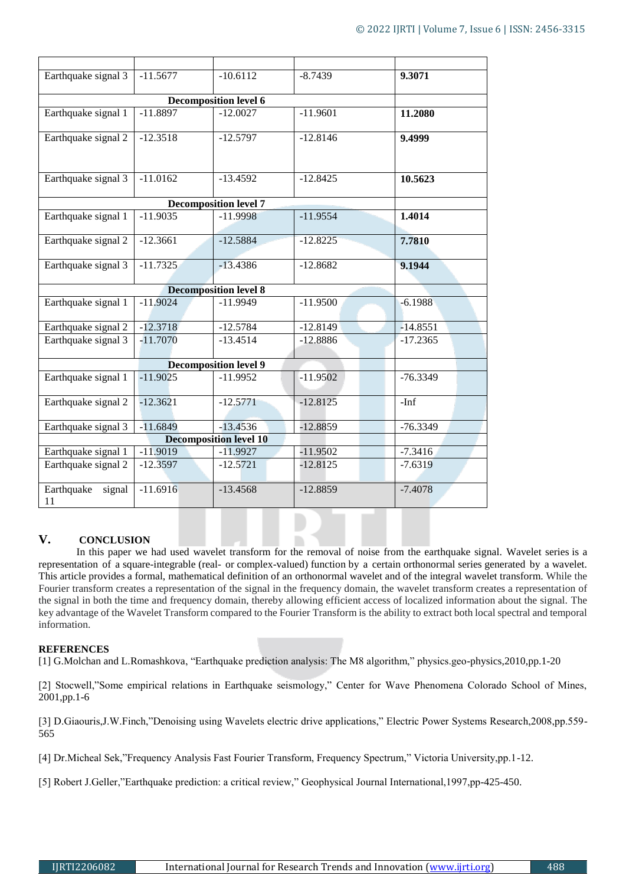| | | | | |
|---|---|---|---|---|
| Earthquake signal 3 | -11.5677 | -10.6112 | -8.7439 | **9.3071** |
| **Decomposition level 6** | | | | |
| Earthquake signal 1 | -11.8897 | -12.0027 | -11.9601 | **11.2080** |
| Earthquake signal 2 | -12.3518 | -12.5797 | -12.8146 | **9.4999** |
| Earthquake signal 3 | -11.0162 | -13.4592 | -12.8425 | **10.5623** |
| **Decomposition level 7** | | | | |
| Earthquake signal 1 | -11.9035 | -11.9998 | -11.9554 | **1.4014** |
| Earthquake signal 2 | -12.3661 | -12.5884 | -12.8225 | **7.7810** |
| Earthquake signal 3 | -11.7325 | -13.4386 | -12.8682 | **9.1944** |
| **Decomposition level 8** | | | | |
| Earthquake signal 1 | -11.9024 | -11.9949 | -11.9500 | -6.1988 |
| Earthquake signal 2 | -12.3718 | -12.5784 | -12.8149 | -14.8551 |
| Earthquake signal 3 | -11.7070 | -13.4514 | -12.8886 | -17.2365 |
| **Decomposition level 9** | | | | |
| Earthquake signal 1 | -11.9025 | -11.9952 | -11.9502 | -76.3349 |
| Earthquake signal 2 | -12.3621 | -12.5771 | -12.8125 | -Inf |
| Earthquake signal 3 | -11.6849 | -13.4536 | -12.8859 | -76.3349 |
| **Decomposition level 10** | | | | |
| Earthquake signal 1 | -11.9019 | -11.9927 | -11.9502 | -7.3416 |
| Earthquake signal 2 | -12.3597 | -12.5721 | -12.8125 | -7.6319 |
| Earthquake signal 11 | -11.6916 | -13.4568 | -12.8859 | -7.4078 |

## V. CONCLUSION

In this paper we had used wavelet transform for the removal of noise from the earthquake signal. Wavelet series is a representation of a square-integrable (real- or complex-valued) function by a certain orthonormal series generated by a wavelet. This article provides a formal, mathematical definition of an orthonormal wavelet and of the integral wavelet transform. While the Fourier transform creates a representation of the signal in the frequency domain, the wavelet transform creates a representation of the signal in both the time and frequency domain, thereby allowing efficient access of localized information about the signal. The key advantage of the Wavelet Transform compared to the Fourier Transform is the ability to extract both local spectral and temporal information.

## REFERENCES

[1] G.Molchan and L.Romashkova, "Earthquake prediction analysis: The M8 algorithm," physics.geo-physics,2010,pp.1-20

[2] Stocwell,"Some empirical relations in Earthquake seismology," Center for Wave Phenomena Colorado School of Mines, 2001,pp.1-6

[3] D.Giaouris,J.W.Finch,"Denoising using Wavelets electric drive applications," Electric Power Systems Research,2008,pp.559-565

[4] Dr.Micheal Sek,"Frequency Analysis Fast Fourier Transform, Frequency Spectrum," Victoria University,pp.1-12.

[5] Robert J.Geller,"Earthquake prediction: a critical review," Geophysical Journal International,1997,pp-425-450.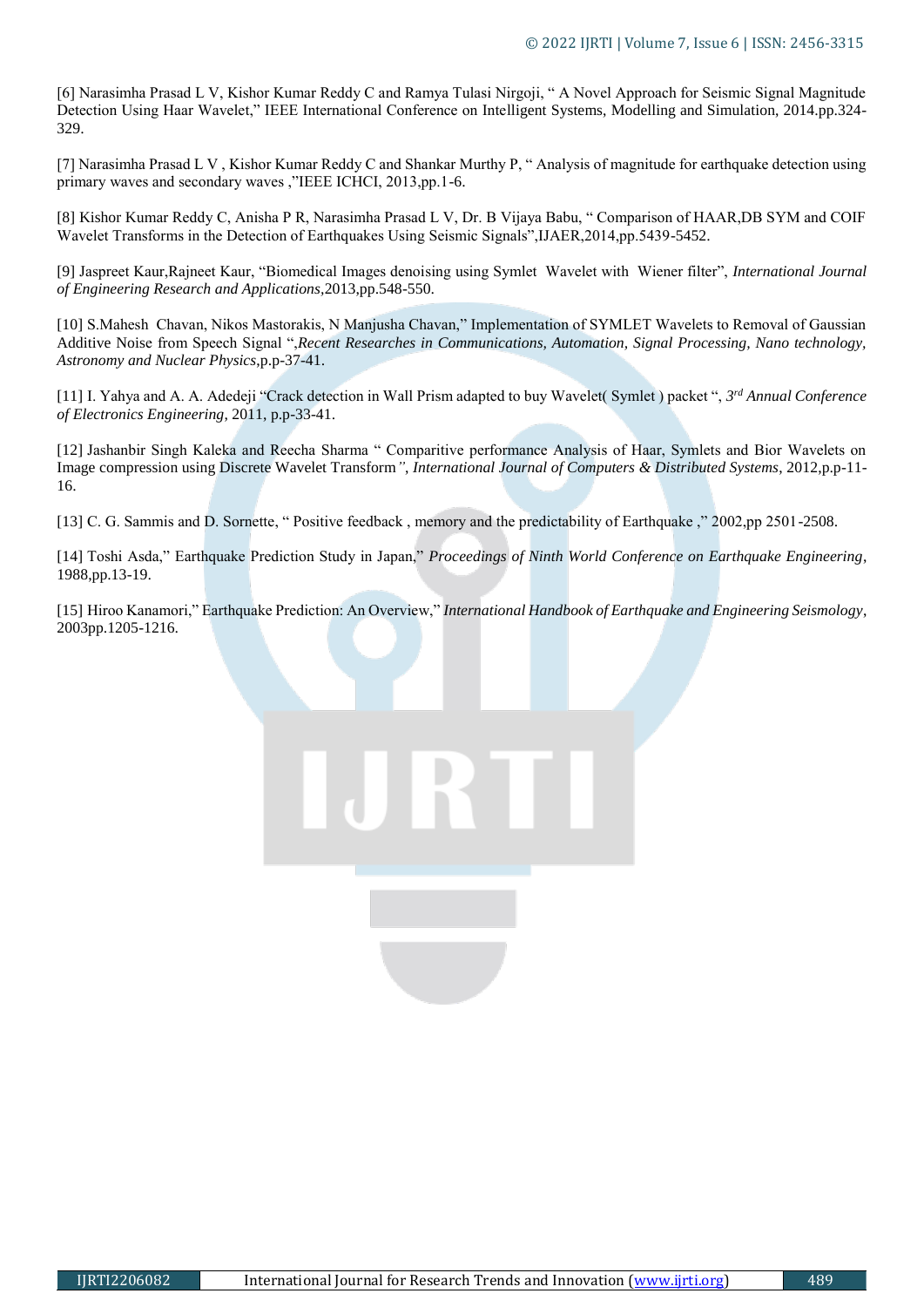[6] Narasimha Prasad L V, Kishor Kumar Reddy C and Ramya Tulasi Nirgoji, " A Novel Approach for Seismic Signal Magnitude Detection Using Haar Wavelet," IEEE International Conference on Intelligent Systems, Modelling and Simulation, 2014.pp.324-329.

[7] Narasimha Prasad L V , Kishor Kumar Reddy C and Shankar Murthy P, " Analysis of magnitude for earthquake detection using primary waves and secondary waves ,"IEEE ICHCI, 2013,pp.1-6.

[8] Kishor Kumar Reddy C, Anisha P R, Narasimha Prasad L V, Dr. B Vijaya Babu, " Comparison of HAAR,DB SYM and COIF Wavelet Transforms in the Detection of Earthquakes Using Seismic Signals",IJAER,2014,pp.5439-5452.

[9] Jaspreet Kaur,Rajneet Kaur, "Biomedical Images denoising using Symlet Wavelet with Wiener filter", *International Journal of Engineering Research and Applications*,2013,pp.548-550.

[10] S.Mahesh Chavan, Nikos Mastorakis, N Manjusha Chavan," Implementation of SYMLET Wavelets to Removal of Gaussian Additive Noise from Speech Signal ",*Recent Researches in Communications, Automation, Signal Processing, Nano technology, Astronomy and Nuclear Physics*,p.p-37-41.

[11] I. Yahya and A. A. Adedeji "Crack detection in Wall Prism adapted to buy Wavelet( Symlet ) packet ", *3rd Annual Conference of Electronics Engineering*, 2011, p.p-33-41.

[12] Jashanbir Singh Kaleka and Reecha Sharma " Comparitive performance Analysis of Haar, Symlets and Bior Wavelets on Image compression using Discrete Wavelet Transform*", International Journal of Computers & Distributed Systems*, 2012,p.p-11-16.

[13] C. G. Sammis and D. Sornette, " Positive feedback , memory and the predictability of Earthquake ," 2002,pp 2501-2508.

[14] Toshi Asda," Earthquake Prediction Study in Japan," *Proceedings of Ninth World Conference on Earthquake Engineering*, 1988,pp.13-19.

[15] Hiroo Kanamori," Earthquake Prediction: An Overview," *International Handbook of Earthquake and Engineering Seismology*, 2003pp.1205-1216.